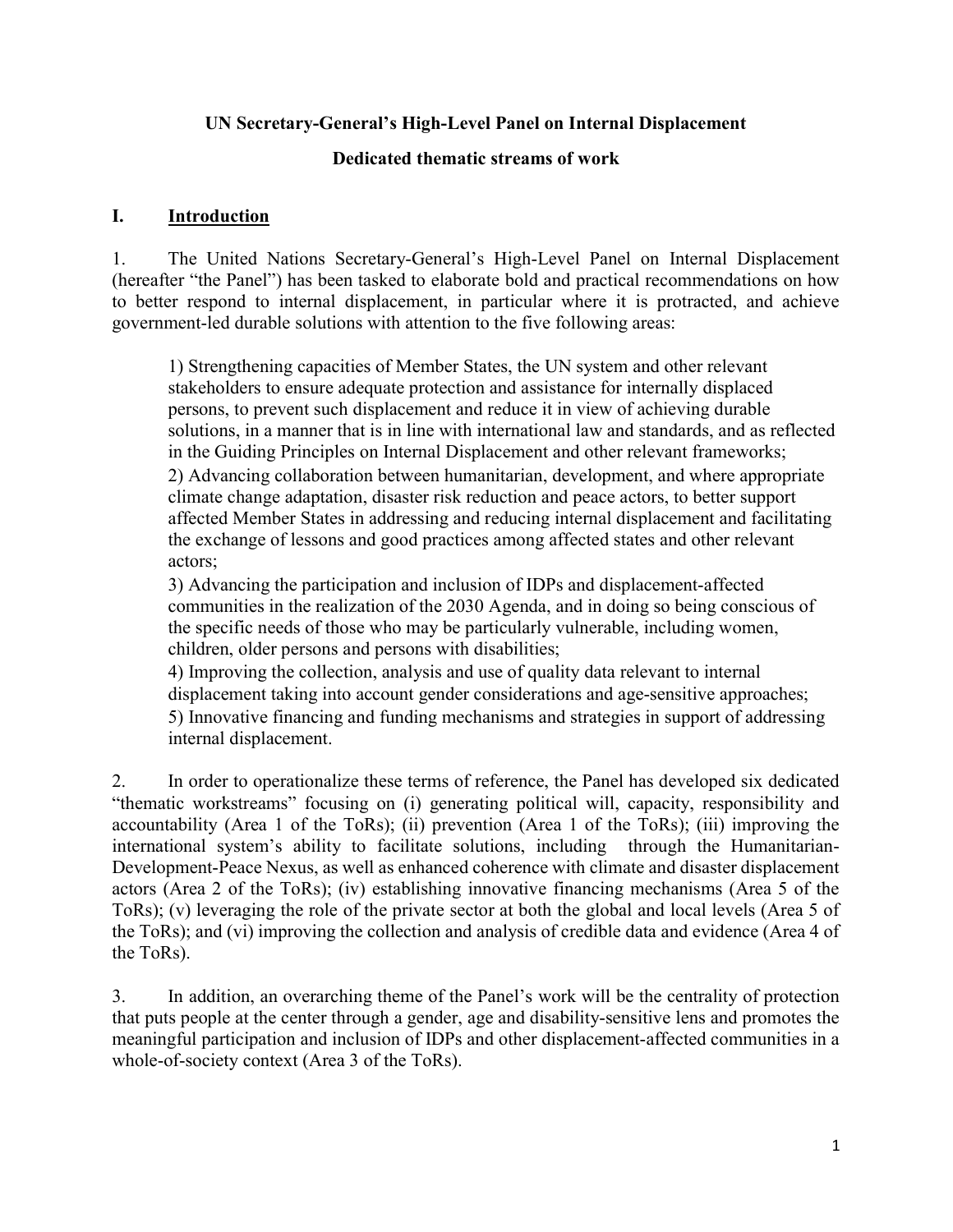**UN Secretary-General's High-Level Panel on Internal Displacement**

**Dedicated thematic streams of work**

## I. Introduction

1. The United Nations Secretary-General's High-Level Panel on Internal Displacement (hereafter "the Panel") has been tasked to elaborate bold and practical recommendations on how to better respond to internal displacement, in particular where it is protracted, and achieve government-led durable solutions with attention to the five following areas:

> 1) Strengthening capacities of Member States, the UN system and other relevant stakeholders to ensure adequate protection and assistance for internally displaced persons, to prevent such displacement and reduce it in view of achieving durable solutions, in a manner that is in line with international law and standards, and as reflected in the Guiding Principles on Internal Displacement and other relevant frameworks;
> 2) Advancing collaboration between humanitarian, development, and where appropriate climate change adaptation, disaster risk reduction and peace actors, to better support affected Member States in addressing and reducing internal displacement and facilitating the exchange of lessons and good practices among affected states and other relevant actors;
> 3) Advancing the participation and inclusion of IDPs and displacement-affected communities in the realization of the 2030 Agenda, and in doing so being conscious of the specific needs of those who may be particularly vulnerable, including women, children, older persons and persons with disabilities;
> 4) Improving the collection, analysis and use of quality data relevant to internal displacement taking into account gender considerations and age-sensitive approaches;
> 5) Innovative financing and funding mechanisms and strategies in support of addressing internal displacement.

2. In order to operationalize these terms of reference, the Panel has developed six dedicated "thematic workstreams" focusing on (i) generating political will, capacity, responsibility and accountability (Area 1 of the ToRs); (ii) prevention (Area 1 of the ToRs); (iii) improving the international system's ability to facilitate solutions, including through the Humanitarian-Development-Peace Nexus, as well as enhanced coherence with climate and disaster displacement actors (Area 2 of the ToRs); (iv) establishing innovative financing mechanisms (Area 5 of the ToRs); (v) leveraging the role of the private sector at both the global and local levels (Area 5 of the ToRs); and (vi) improving the collection and analysis of credible data and evidence (Area 4 of the ToRs).

3. In addition, an overarching theme of the Panel's work will be the centrality of protection that puts people at the center through a gender, age and disability-sensitive lens and promotes the meaningful participation and inclusion of IDPs and other displacement-affected communities in a whole-of-society context (Area 3 of the ToRs).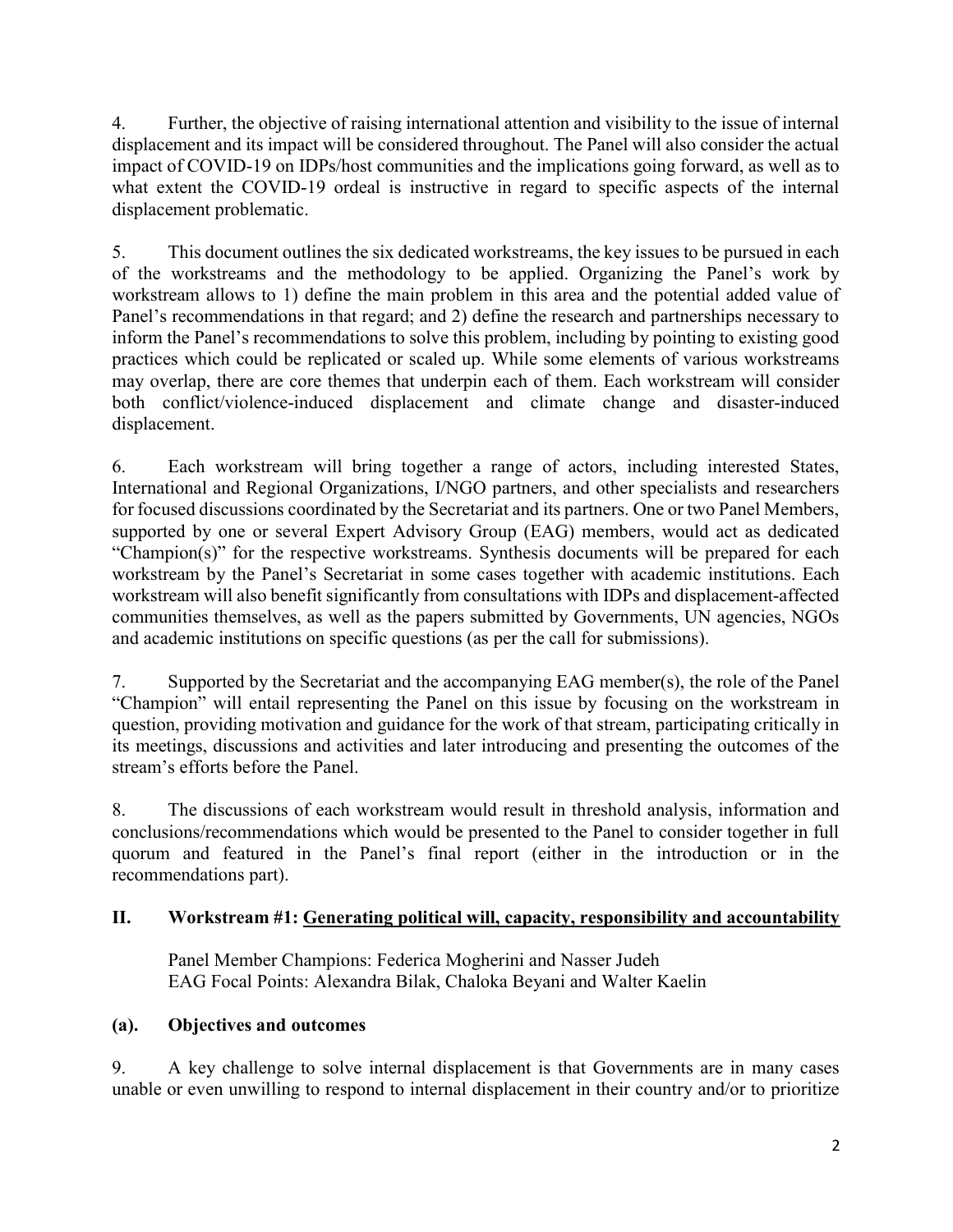4. Further, the objective of raising international attention and visibility to the issue of internal displacement and its impact will be considered throughout. The Panel will also consider the actual impact of COVID-19 on IDPs/host communities and the implications going forward, as well as to what extent the COVID-19 ordeal is instructive in regard to specific aspects of the internal displacement problematic.

5. This document outlines the six dedicated workstreams, the key issues to be pursued in each of the workstreams and the methodology to be applied. Organizing the Panel's work by workstream allows to 1) define the main problem in this area and the potential added value of Panel's recommendations in that regard; and 2) define the research and partnerships necessary to inform the Panel's recommendations to solve this problem, including by pointing to existing good practices which could be replicated or scaled up. While some elements of various workstreams may overlap, there are core themes that underpin each of them. Each workstream will consider both conflict/violence-induced displacement and climate change and disaster-induced displacement.

6. Each workstream will bring together a range of actors, including interested States, International and Regional Organizations, I/NGO partners, and other specialists and researchers for focused discussions coordinated by the Secretariat and its partners. One or two Panel Members, supported by one or several Expert Advisory Group (EAG) members, would act as dedicated "Champion(s)" for the respective workstreams. Synthesis documents will be prepared for each workstream by the Panel's Secretariat in some cases together with academic institutions. Each workstream will also benefit significantly from consultations with IDPs and displacement-affected communities themselves, as well as the papers submitted by Governments, UN agencies, NGOs and academic institutions on specific questions (as per the call for submissions).

7. Supported by the Secretariat and the accompanying EAG member(s), the role of the Panel "Champion" will entail representing the Panel on this issue by focusing on the workstream in question, providing motivation and guidance for the work of that stream, participating critically in its meetings, discussions and activities and later introducing and presenting the outcomes of the stream's efforts before the Panel.

8. The discussions of each workstream would result in threshold analysis, information and conclusions/recommendations which would be presented to the Panel to consider together in full quorum and featured in the Panel's final report (either in the introduction or in the recommendations part).

## II. Workstream #1: Generating political will, capacity, responsibility and accountability

Panel Member Champions: Federica Mogherini and Nasser Judeh
EAG Focal Points: Alexandra Bilak, Chaloka Beyani and Walter Kaelin

### (a). Objectives and outcomes

9. A key challenge to solve internal displacement is that Governments are in many cases unable or even unwilling to respond to internal displacement in their country and/or to prioritize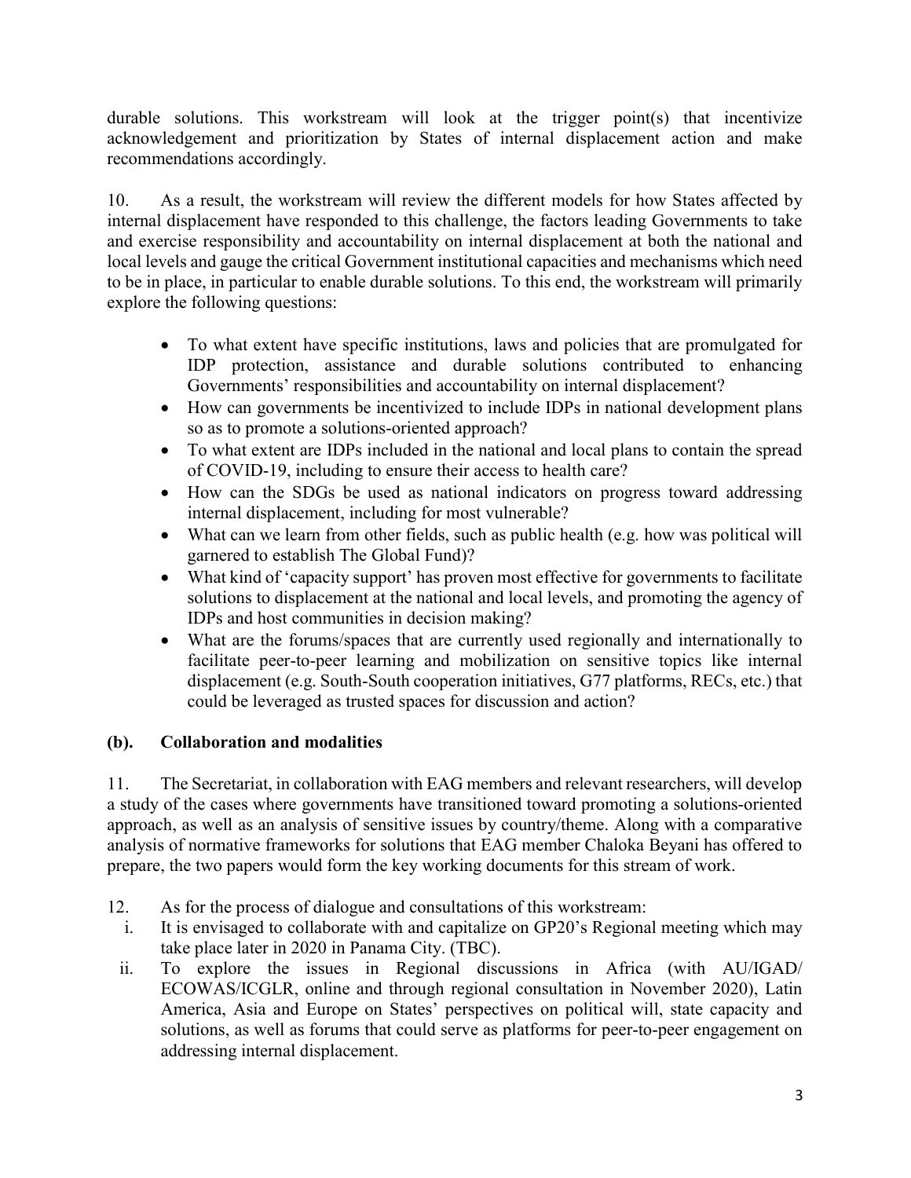durable solutions. This workstream will look at the trigger point(s) that incentivize acknowledgement and prioritization by States of internal displacement action and make recommendations accordingly.

10. As a result, the workstream will review the different models for how States affected by internal displacement have responded to this challenge, the factors leading Governments to take and exercise responsibility and accountability on internal displacement at both the national and local levels and gauge the critical Government institutional capacities and mechanisms which need to be in place, in particular to enable durable solutions. To this end, the workstream will primarily explore the following questions:

- To what extent have specific institutions, laws and policies that are promulgated for IDP protection, assistance and durable solutions contributed to enhancing Governments' responsibilities and accountability on internal displacement?
- How can governments be incentivized to include IDPs in national development plans so as to promote a solutions-oriented approach?
- To what extent are IDPs included in the national and local plans to contain the spread of COVID-19, including to ensure their access to health care?
- How can the SDGs be used as national indicators on progress toward addressing internal displacement, including for most vulnerable?
- What can we learn from other fields, such as public health (e.g. how was political will garnered to establish The Global Fund)?
- What kind of 'capacity support' has proven most effective for governments to facilitate solutions to displacement at the national and local levels, and promoting the agency of IDPs and host communities in decision making?
- What are the forums/spaces that are currently used regionally and internationally to facilitate peer-to-peer learning and mobilization on sensitive topics like internal displacement (e.g. South-South cooperation initiatives, G77 platforms, RECs, etc.) that could be leveraged as trusted spaces for discussion and action?

### (b). Collaboration and modalities

11. The Secretariat, in collaboration with EAG members and relevant researchers, will develop a study of the cases where governments have transitioned toward promoting a solutions-oriented approach, as well as an analysis of sensitive issues by country/theme. Along with a comparative analysis of normative frameworks for solutions that EAG member Chaloka Beyani has offered to prepare, the two papers would form the key working documents for this stream of work.

12. As for the process of dialogue and consultations of this workstream:

   i. It is envisaged to collaborate with and capitalize on GP20's Regional meeting which may take place later in 2020 in Panama City. (TBC).

   ii. To explore the issues in Regional discussions in Africa (with AU/IGAD/ ECOWAS/ICGLR, online and through regional consultation in November 2020), Latin America, Asia and Europe on States' perspectives on political will, state capacity and solutions, as well as forums that could serve as platforms for peer-to-peer engagement on addressing internal displacement.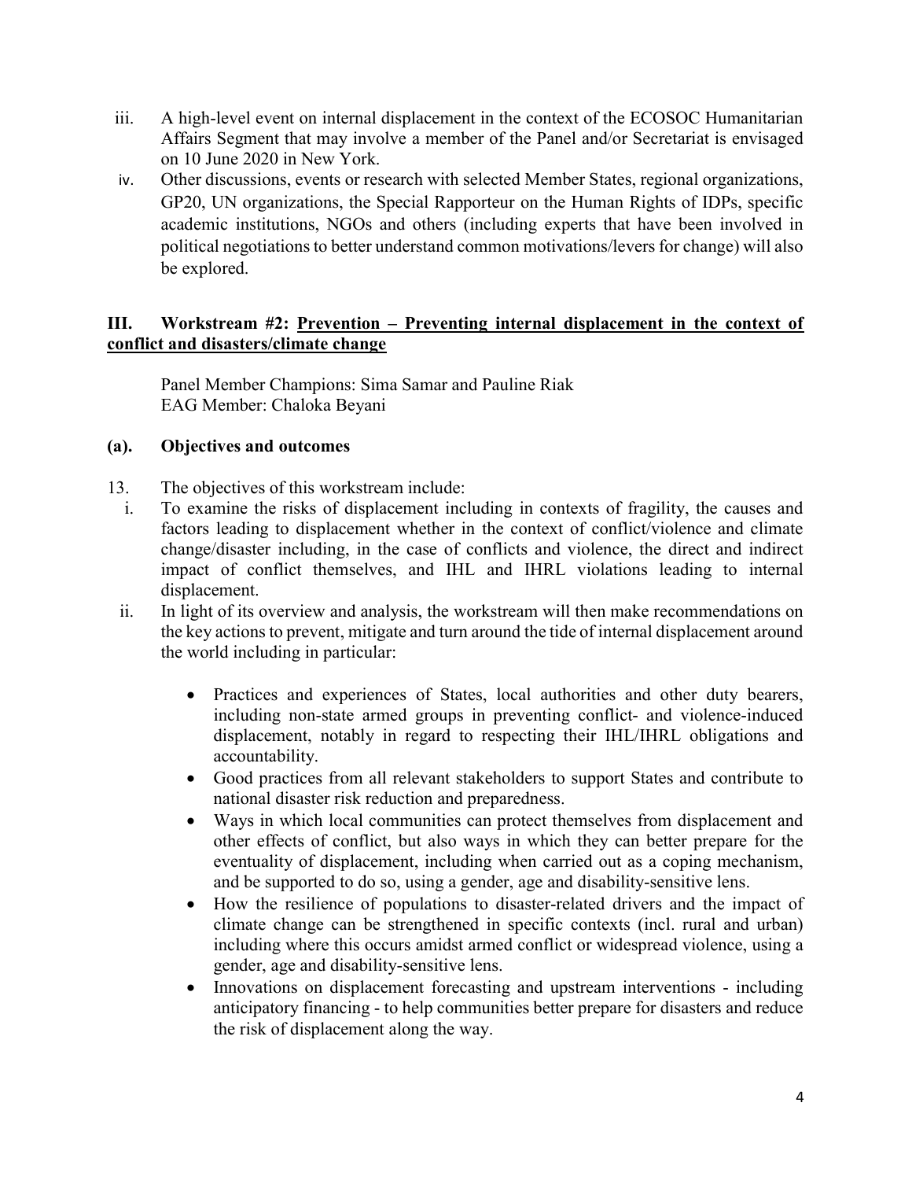iii. A high-level event on internal displacement in the context of the ECOSOC Humanitarian Affairs Segment that may involve a member of the Panel and/or Secretariat is envisaged on 10 June 2020 in New York.

iv. Other discussions, events or research with selected Member States, regional organizations, GP20, UN organizations, the Special Rapporteur on the Human Rights of IDPs, specific academic institutions, NGOs and others (including experts that have been involved in political negotiations to better understand common motivations/levers for change) will also be explored.

## III. Workstream #2: Prevention – Preventing internal displacement in the context of conflict and disasters/climate change

Panel Member Champions: Sima Samar and Pauline Riak
EAG Member: Chaloka Beyani

### (a). Objectives and outcomes

13. The objectives of this workstream include:

i. To examine the risks of displacement including in contexts of fragility, the causes and factors leading to displacement whether in the context of conflict/violence and climate change/disaster including, in the case of conflicts and violence, the direct and indirect impact of conflict themselves, and IHL and IHRL violations leading to internal displacement.

ii. In light of its overview and analysis, the workstream will then make recommendations on the key actions to prevent, mitigate and turn around the tide of internal displacement around the world including in particular:

- Practices and experiences of States, local authorities and other duty bearers, including non-state armed groups in preventing conflict- and violence-induced displacement, notably in regard to respecting their IHL/IHRL obligations and accountability.
- Good practices from all relevant stakeholders to support States and contribute to national disaster risk reduction and preparedness.
- Ways in which local communities can protect themselves from displacement and other effects of conflict, but also ways in which they can better prepare for the eventuality of displacement, including when carried out as a coping mechanism, and be supported to do so, using a gender, age and disability-sensitive lens.
- How the resilience of populations to disaster-related drivers and the impact of climate change can be strengthened in specific contexts (incl. rural and urban) including where this occurs amidst armed conflict or widespread violence, using a gender, age and disability-sensitive lens.
- Innovations on displacement forecasting and upstream interventions - including anticipatory financing - to help communities better prepare for disasters and reduce the risk of displacement along the way.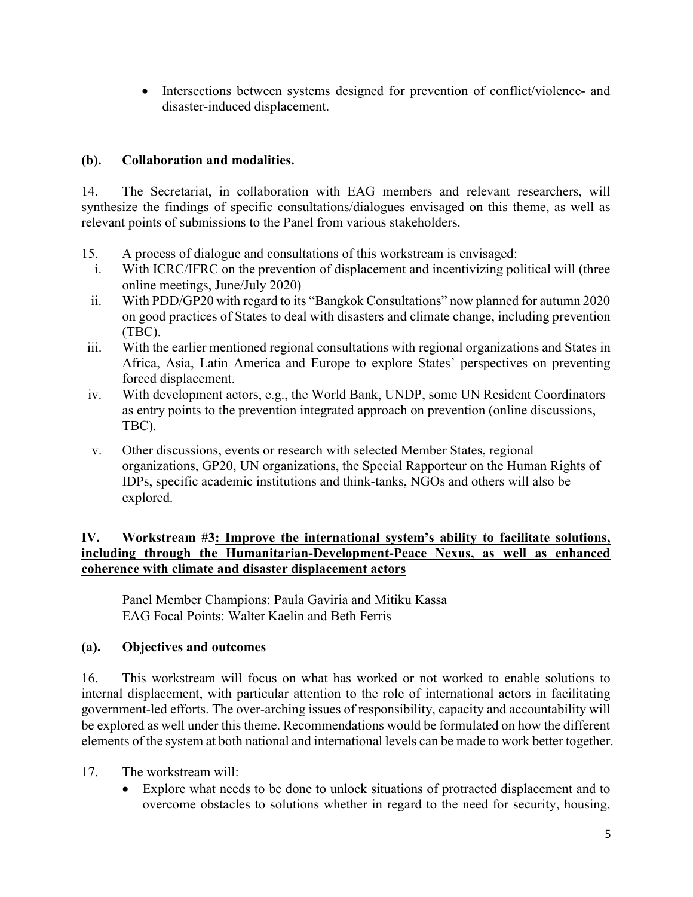- Intersections between systems designed for prevention of conflict/violence- and disaster-induced displacement.

### (b). Collaboration and modalities.

14. The Secretariat, in collaboration with EAG members and relevant researchers, will synthesize the findings of specific consultations/dialogues envisaged on this theme, as well as relevant points of submissions to the Panel from various stakeholders.

15. A process of dialogue and consultations of this workstream is envisaged:

   i. With ICRC/IFRC on the prevention of displacement and incentivizing political will (three online meetings, June/July 2020)

   ii. With PDD/GP20 with regard to its "Bangkok Consultations" now planned for autumn 2020 on good practices of States to deal with disasters and climate change, including prevention (TBC).

   iii. With the earlier mentioned regional consultations with regional organizations and States in Africa, Asia, Latin America and Europe to explore States' perspectives on preventing forced displacement.

   iv. With development actors, e.g., the World Bank, UNDP, some UN Resident Coordinators as entry points to the prevention integrated approach on prevention (online discussions, TBC).

   v. Other discussions, events or research with selected Member States, regional organizations, GP20, UN organizations, the Special Rapporteur on the Human Rights of IDPs, specific academic institutions and think-tanks, NGOs and others will also be explored.

## IV. Workstream #3: Improve the international system's ability to facilitate solutions, including through the Humanitarian-Development-Peace Nexus, as well as enhanced coherence with climate and disaster displacement actors

Panel Member Champions: Paula Gaviria and Mitiku Kassa
EAG Focal Points: Walter Kaelin and Beth Ferris

### (a). Objectives and outcomes

16. This workstream will focus on what has worked or not worked to enable solutions to internal displacement, with particular attention to the role of international actors in facilitating government-led efforts. The over-arching issues of responsibility, capacity and accountability will be explored as well under this theme. Recommendations would be formulated on how the different elements of the system at both national and international levels can be made to work better together.

17. The workstream will:

- Explore what needs to be done to unlock situations of protracted displacement and to overcome obstacles to solutions whether in regard to the need for security, housing,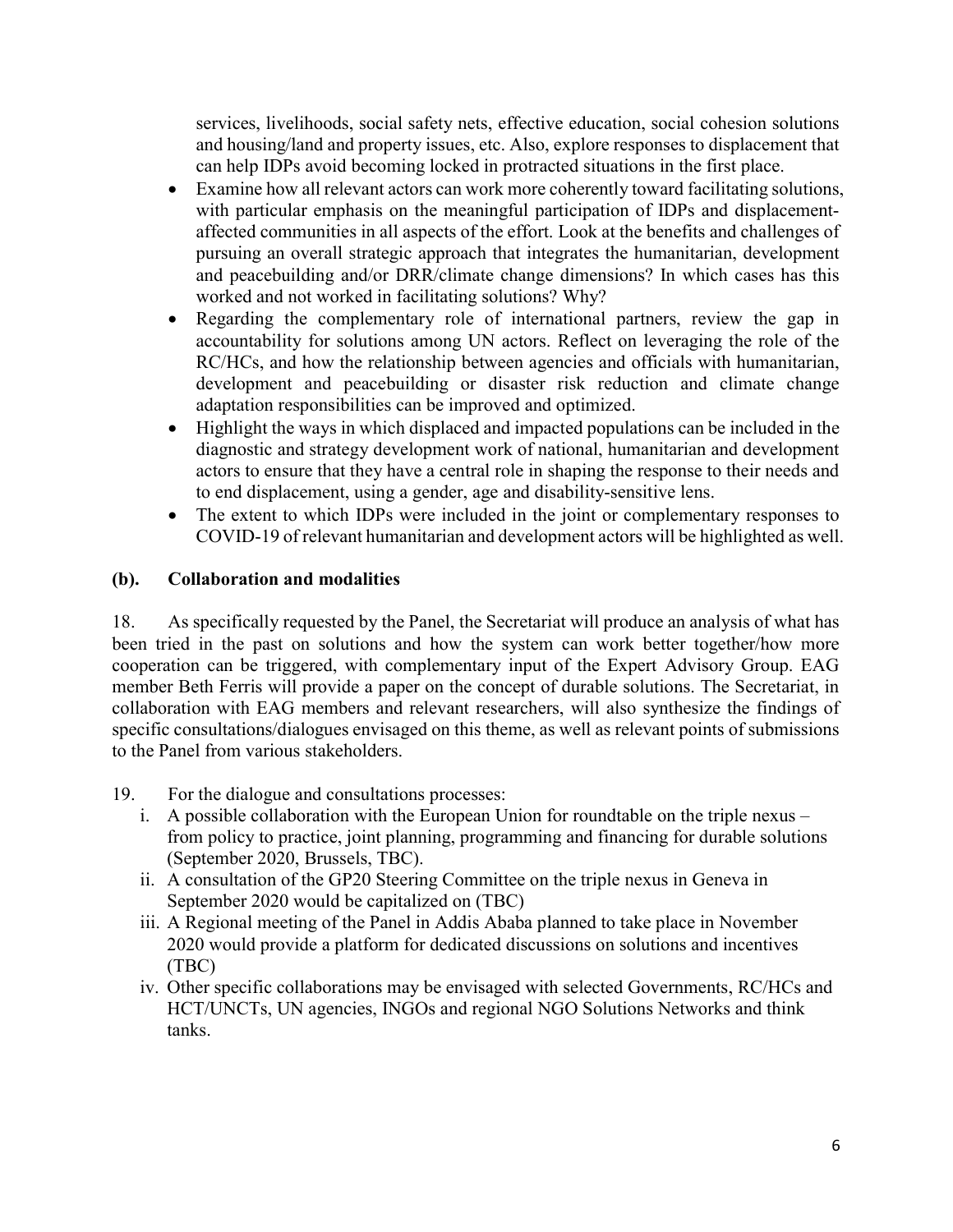services, livelihoods, social safety nets, effective education, social cohesion solutions and housing/land and property issues, etc. Also, explore responses to displacement that can help IDPs avoid becoming locked in protracted situations in the first place.

- Examine how all relevant actors can work more coherently toward facilitating solutions, with particular emphasis on the meaningful participation of IDPs and displacement-affected communities in all aspects of the effort. Look at the benefits and challenges of pursuing an overall strategic approach that integrates the humanitarian, development and peacebuilding and/or DRR/climate change dimensions? In which cases has this worked and not worked in facilitating solutions? Why?
- Regarding the complementary role of international partners, review the gap in accountability for solutions among UN actors. Reflect on leveraging the role of the RC/HCs, and how the relationship between agencies and officials with humanitarian, development and peacebuilding or disaster risk reduction and climate change adaptation responsibilities can be improved and optimized.
- Highlight the ways in which displaced and impacted populations can be included in the diagnostic and strategy development work of national, humanitarian and development actors to ensure that they have a central role in shaping the response to their needs and to end displacement, using a gender, age and disability-sensitive lens.
- The extent to which IDPs were included in the joint or complementary responses to COVID-19 of relevant humanitarian and development actors will be highlighted as well.

### (b). Collaboration and modalities

18. As specifically requested by the Panel, the Secretariat will produce an analysis of what has been tried in the past on solutions and how the system can work better together/how more cooperation can be triggered, with complementary input of the Expert Advisory Group. EAG member Beth Ferris will provide a paper on the concept of durable solutions. The Secretariat, in collaboration with EAG members and relevant researchers, will also synthesize the findings of specific consultations/dialogues envisaged on this theme, as well as relevant points of submissions to the Panel from various stakeholders.

19. For the dialogue and consultations processes:

i. A possible collaboration with the European Union for roundtable on the triple nexus – from policy to practice, joint planning, programming and financing for durable solutions (September 2020, Brussels, TBC).

ii. A consultation of the GP20 Steering Committee on the triple nexus in Geneva in September 2020 would be capitalized on (TBC)

iii. A Regional meeting of the Panel in Addis Ababa planned to take place in November 2020 would provide a platform for dedicated discussions on solutions and incentives (TBC)

iv. Other specific collaborations may be envisaged with selected Governments, RC/HCs and HCT/UNCTs, UN agencies, INGOs and regional NGO Solutions Networks and think tanks.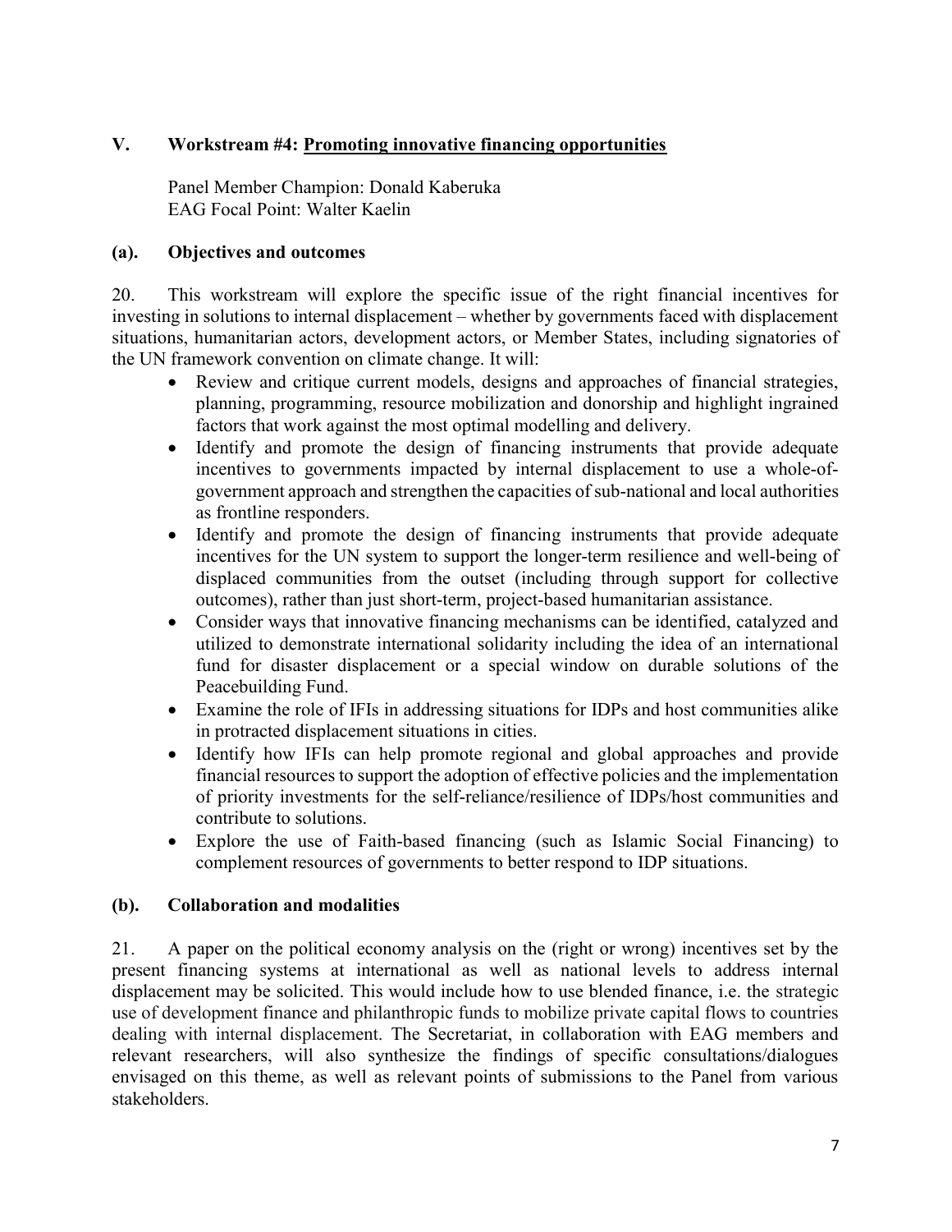## V. Workstream #4: Promoting innovative financing opportunities

Panel Member Champion: Donald Kaberuka
EAG Focal Point: Walter Kaelin

### (a). Objectives and outcomes

20. This workstream will explore the specific issue of the right financial incentives for investing in solutions to internal displacement – whether by governments faced with displacement situations, humanitarian actors, development actors, or Member States, including signatories of the UN framework convention on climate change. It will:

- Review and critique current models, designs and approaches of financial strategies, planning, programming, resource mobilization and donorship and highlight ingrained factors that work against the most optimal modelling and delivery.
- Identify and promote the design of financing instruments that provide adequate incentives to governments impacted by internal displacement to use a whole-of-government approach and strengthen the capacities of sub-national and local authorities as frontline responders.
- Identify and promote the design of financing instruments that provide adequate incentives for the UN system to support the longer-term resilience and well-being of displaced communities from the outset (including through support for collective outcomes), rather than just short-term, project-based humanitarian assistance.
- Consider ways that innovative financing mechanisms can be identified, catalyzed and utilized to demonstrate international solidarity including the idea of an international fund for disaster displacement or a special window on durable solutions of the Peacebuilding Fund.
- Examine the role of IFIs in addressing situations for IDPs and host communities alike in protracted displacement situations in cities.
- Identify how IFIs can help promote regional and global approaches and provide financial resources to support the adoption of effective policies and the implementation of priority investments for the self-reliance/resilience of IDPs/host communities and contribute to solutions.
- Explore the use of Faith-based financing (such as Islamic Social Financing) to complement resources of governments to better respond to IDP situations.

### (b). Collaboration and modalities

21. A paper on the political economy analysis on the (right or wrong) incentives set by the present financing systems at international as well as national levels to address internal displacement may be solicited. This would include how to use blended finance, i.e. the strategic use of development finance and philanthropic funds to mobilize private capital flows to countries dealing with internal displacement. The Secretariat, in collaboration with EAG members and relevant researchers, will also synthesize the findings of specific consultations/dialogues envisaged on this theme, as well as relevant points of submissions to the Panel from various stakeholders.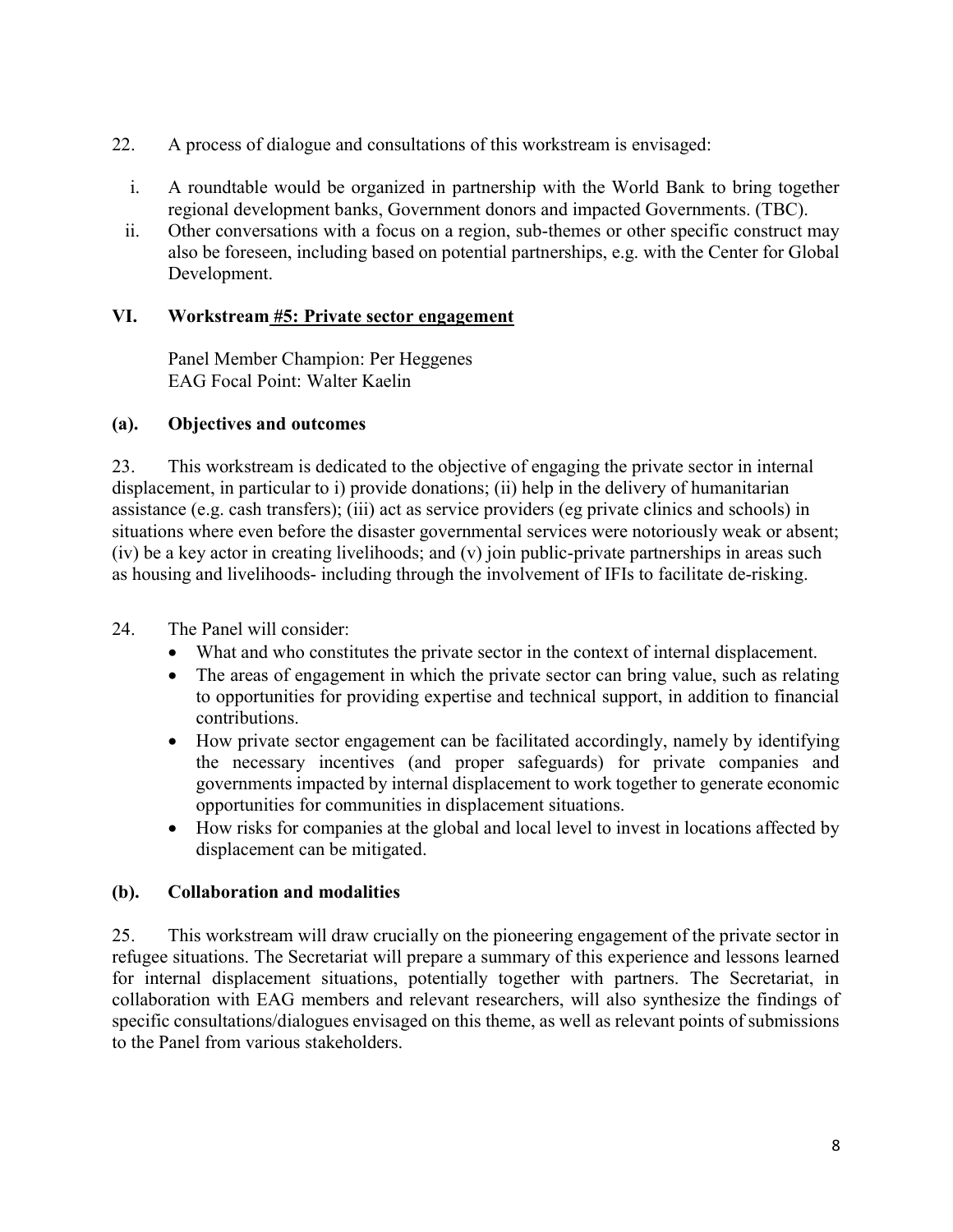22. A process of dialogue and consultations of this workstream is envisaged:

i. A roundtable would be organized in partnership with the World Bank to bring together regional development banks, Government donors and impacted Governments. (TBC).

ii. Other conversations with a focus on a region, sub-themes or other specific construct may also be foreseen, including based on potential partnerships, e.g. with the Center for Global Development.

## VI. Workstream #5: Private sector engagement

Panel Member Champion: Per Heggenes
EAG Focal Point: Walter Kaelin

### (a). Objectives and outcomes

23. This workstream is dedicated to the objective of engaging the private sector in internal displacement, in particular to i) provide donations; (ii) help in the delivery of humanitarian assistance (e.g. cash transfers); (iii) act as service providers (eg private clinics and schools) in situations where even before the disaster governmental services were notoriously weak or absent; (iv) be a key actor in creating livelihoods; and (v) join public-private partnerships in areas such as housing and livelihoods- including through the involvement of IFIs to facilitate de-risking.

24. The Panel will consider:

- What and who constitutes the private sector in the context of internal displacement.
- The areas of engagement in which the private sector can bring value, such as relating to opportunities for providing expertise and technical support, in addition to financial contributions.
- How private sector engagement can be facilitated accordingly, namely by identifying the necessary incentives (and proper safeguards) for private companies and governments impacted by internal displacement to work together to generate economic opportunities for communities in displacement situations.
- How risks for companies at the global and local level to invest in locations affected by displacement can be mitigated.

### (b). Collaboration and modalities

25. This workstream will draw crucially on the pioneering engagement of the private sector in refugee situations. The Secretariat will prepare a summary of this experience and lessons learned for internal displacement situations, potentially together with partners. The Secretariat, in collaboration with EAG members and relevant researchers, will also synthesize the findings of specific consultations/dialogues envisaged on this theme, as well as relevant points of submissions to the Panel from various stakeholders.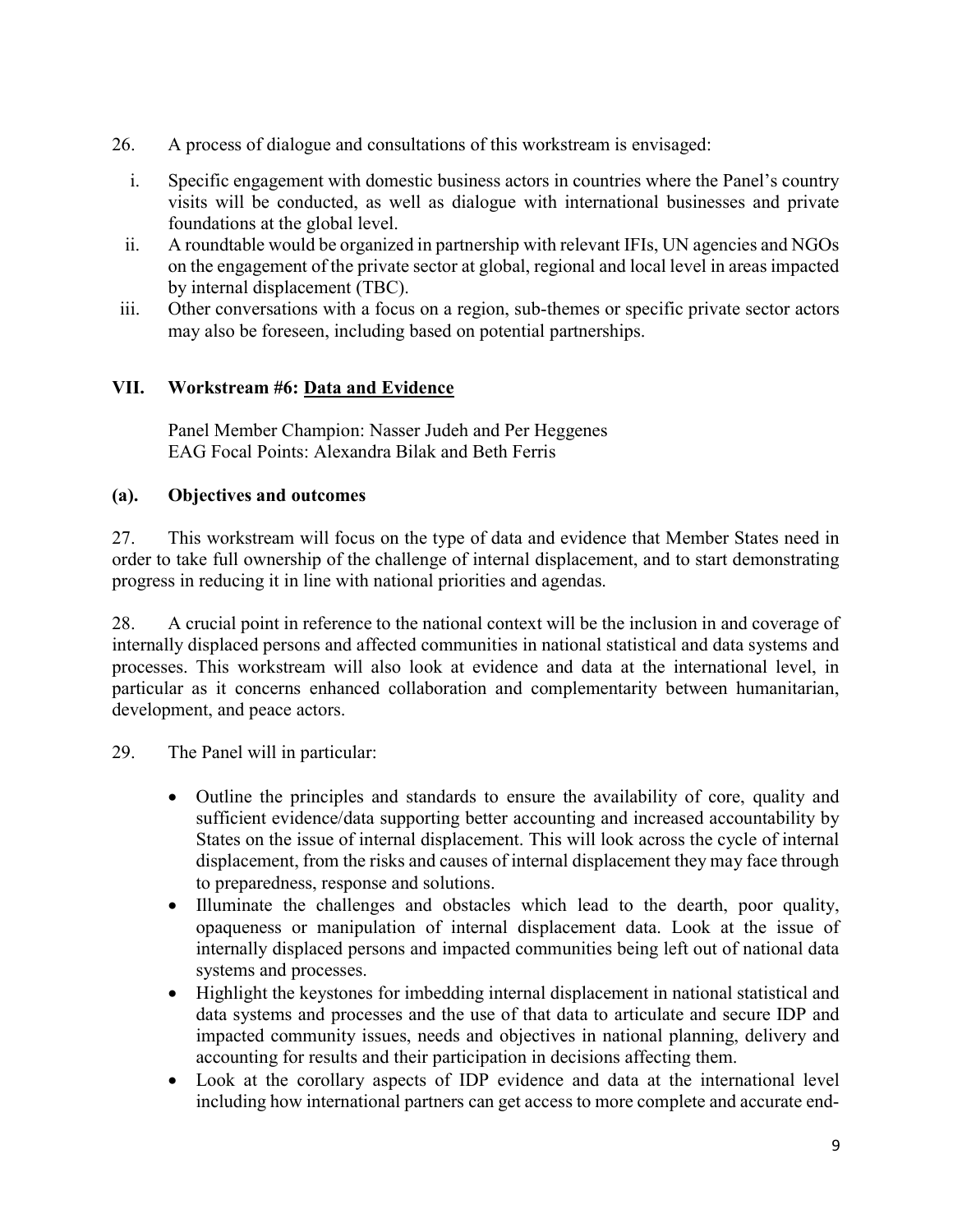26. A process of dialogue and consultations of this workstream is envisaged:

  i. Specific engagement with domestic business actors in countries where the Panel's country visits will be conducted, as well as dialogue with international businesses and private foundations at the global level.
  ii. A roundtable would be organized in partnership with relevant IFIs, UN agencies and NGOs on the engagement of the private sector at global, regional and local level in areas impacted by internal displacement (TBC).
  iii. Other conversations with a focus on a region, sub-themes or specific private sector actors may also be foreseen, including based on potential partnerships.

## VII. Workstream #6: <u>Data and Evidence</u>

Panel Member Champion: Nasser Judeh and Per Heggenes
EAG Focal Points: Alexandra Bilak and Beth Ferris

### (a). Objectives and outcomes

27. This workstream will focus on the type of data and evidence that Member States need in order to take full ownership of the challenge of internal displacement, and to start demonstrating progress in reducing it in line with national priorities and agendas.

28. A crucial point in reference to the national context will be the inclusion in and coverage of internally displaced persons and affected communities in national statistical and data systems and processes. This workstream will also look at evidence and data at the international level, in particular as it concerns enhanced collaboration and complementarity between humanitarian, development, and peace actors.

29. The Panel will in particular:

- Outline the principles and standards to ensure the availability of core, quality and sufficient evidence/data supporting better accounting and increased accountability by States on the issue of internal displacement. This will look across the cycle of internal displacement, from the risks and causes of internal displacement they may face through to preparedness, response and solutions.
- Illuminate the challenges and obstacles which lead to the dearth, poor quality, opaqueness or manipulation of internal displacement data. Look at the issue of internally displaced persons and impacted communities being left out of national data systems and processes.
- Highlight the keystones for imbedding internal displacement in national statistical and data systems and processes and the use of that data to articulate and secure IDP and impacted community issues, needs and objectives in national planning, delivery and accounting for results and their participation in decisions affecting them.
- Look at the corollary aspects of IDP evidence and data at the international level including how international partners can get access to more complete and accurate end-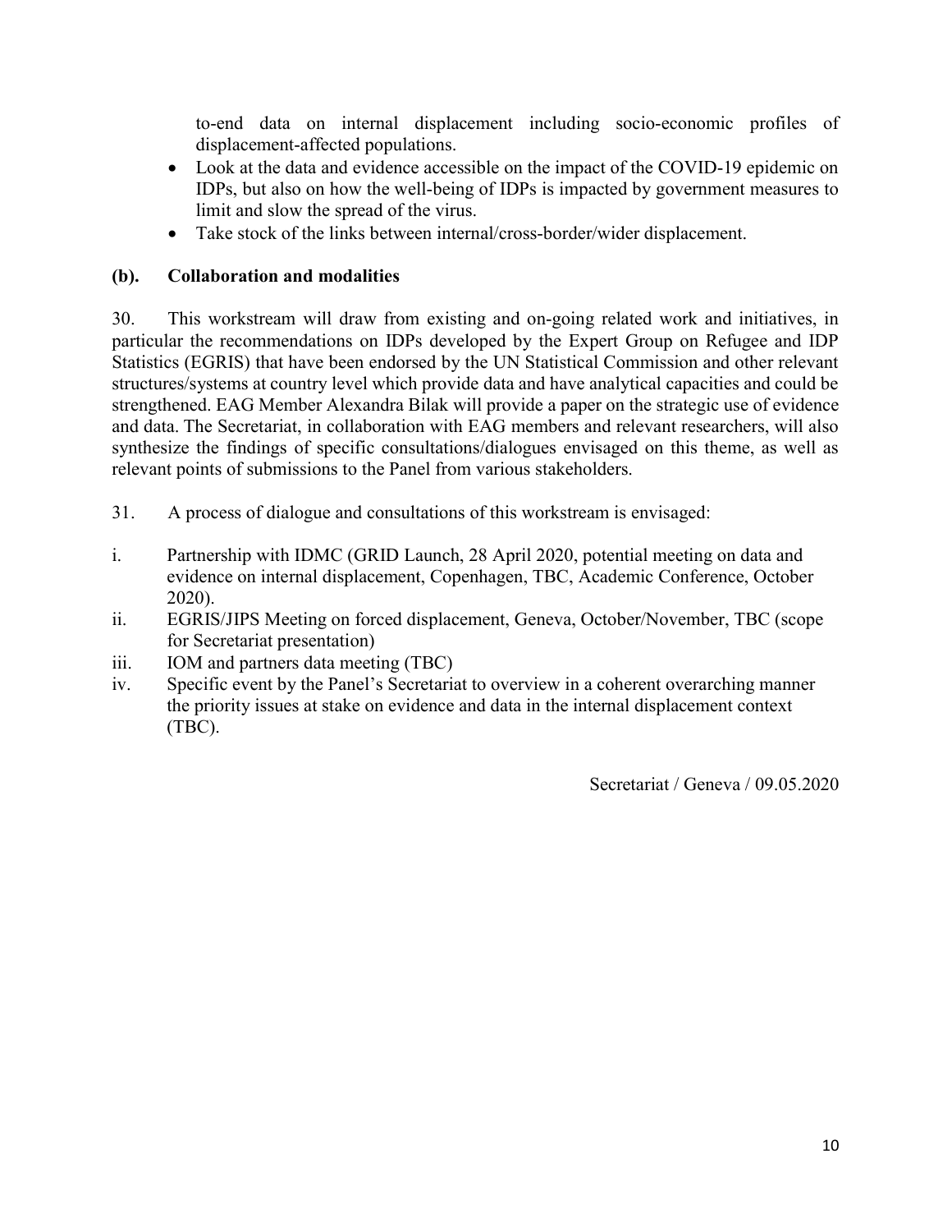to-end data on internal displacement including socio-economic profiles of displacement-affected populations.

- Look at the data and evidence accessible on the impact of the COVID-19 epidemic on IDPs, but also on how the well-being of IDPs is impacted by government measures to limit and slow the spread of the virus.
- Take stock of the links between internal/cross-border/wider displacement.

**(b). Collaboration and modalities**

30. This workstream will draw from existing and on-going related work and initiatives, in particular the recommendations on IDPs developed by the Expert Group on Refugee and IDP Statistics (EGRIS) that have been endorsed by the UN Statistical Commission and other relevant structures/systems at country level which provide data and have analytical capacities and could be strengthened. EAG Member Alexandra Bilak will provide a paper on the strategic use of evidence and data. The Secretariat, in collaboration with EAG members and relevant researchers, will also synthesize the findings of specific consultations/dialogues envisaged on this theme, as well as relevant points of submissions to the Panel from various stakeholders.

31. A process of dialogue and consultations of this workstream is envisaged:

i. Partnership with IDMC (GRID Launch, 28 April 2020, potential meeting on data and evidence on internal displacement, Copenhagen, TBC, Academic Conference, October 2020).

ii. EGRIS/JIPS Meeting on forced displacement, Geneva, October/November, TBC (scope for Secretariat presentation)

iii. IOM and partners data meeting (TBC)

iv. Specific event by the Panel's Secretariat to overview in a coherent overarching manner the priority issues at stake on evidence and data in the internal displacement context (TBC).

Secretariat / Geneva / 09.05.2020